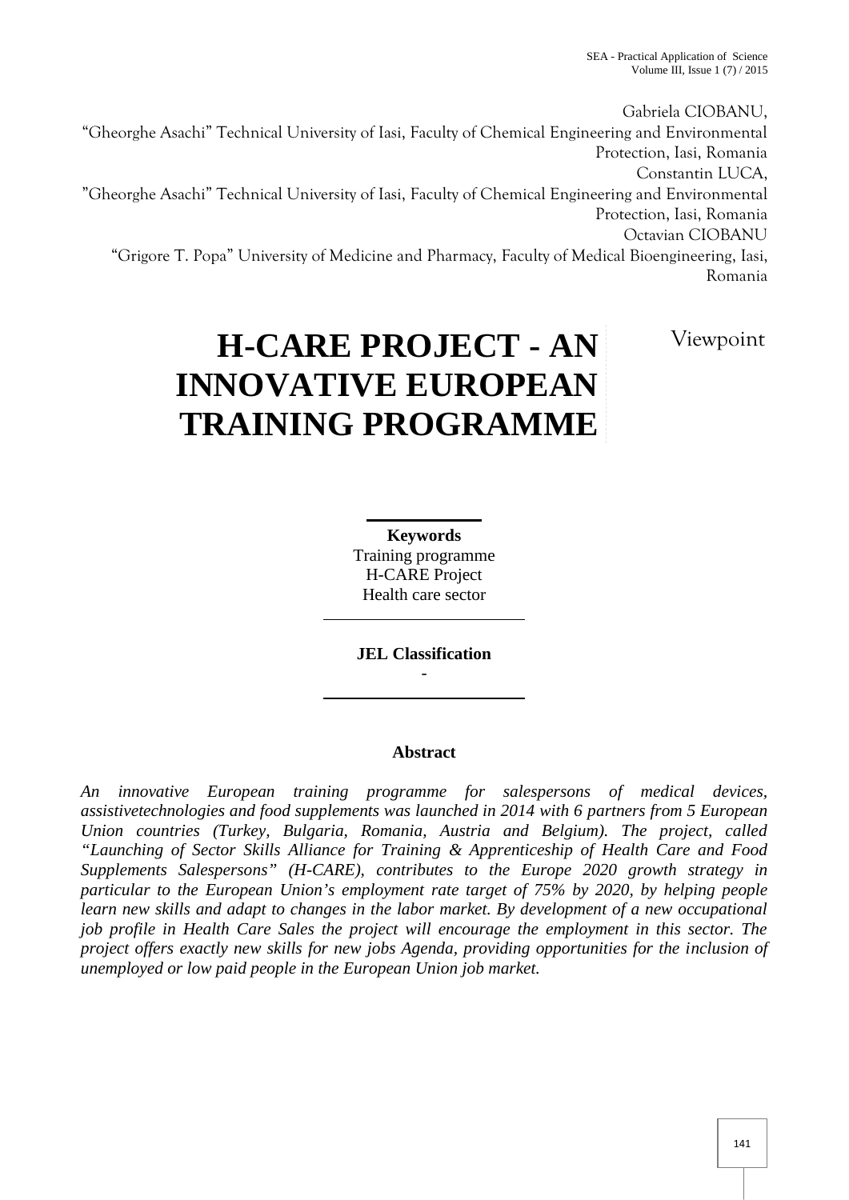Gabriela CIOBANU,
"Gheorghe Asachi" Technical University of Iasi, Faculty of Chemical Engineering and Environmental Protection, Iasi, Romania

Constantin LUCA,
"Gheorghe Asachi" Technical University of Iasi, Faculty of Chemical Engineering and Environmental Protection, Iasi, Romania

Octavian CIOBANU
"Grigore T. Popa" University of Medicine and Pharmacy, Faculty of Medical Bioengineering, Iasi, Romania

# H-CARE PROJECT - AN INNOVATIVE EUROPEAN TRAINING PROGRAMME

Viewpoint

**Keywords**
Training programme
H-CARE Project
Health care sector

**JEL Classification**
-

**Abstract**

*An innovative European training programme for salespersons of medical devices, assistivetechnologies and food supplements was launched in 2014 with 6 partners from 5 European Union countries (Turkey, Bulgaria, Romania, Austria and Belgium). The project, called "Launching of Sector Skills Alliance for Training & Apprenticeship of Health Care and Food Supplements Salespersons" (H-CARE), contributes to the Europe 2020 growth strategy in particular to the European Union's employment rate target of 75% by 2020, by helping people learn new skills and adapt to changes in the labor market. By development of a new occupational job profile in Health Care Sales the project will encourage the employment in this sector. The project offers exactly new skills for new jobs Agenda, providing opportunities for the inclusion of unemployed or low paid people in the European Union job market.*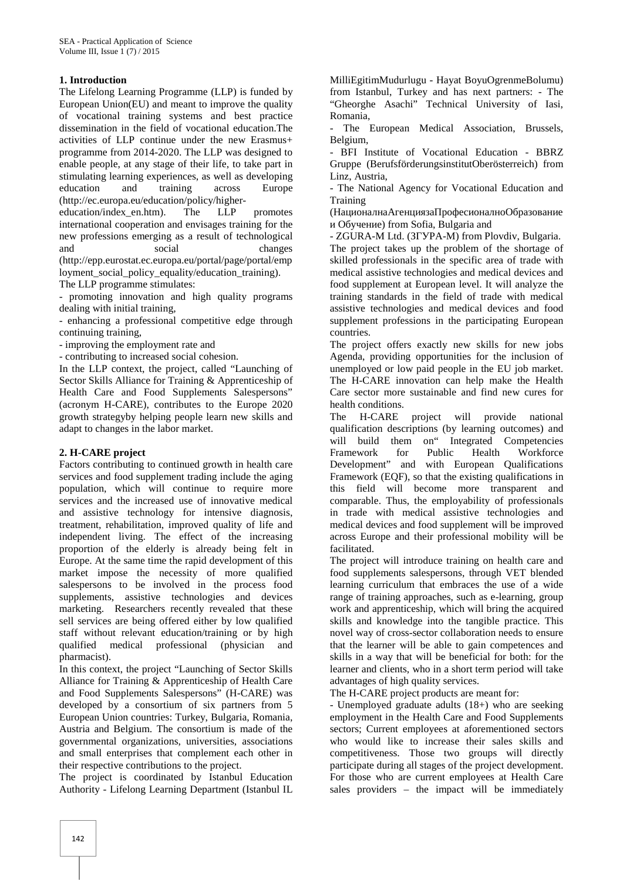## 1. Introduction

The Lifelong Learning Programme (LLP) is funded by European Union(EU) and meant to improve the quality of vocational training systems and best practice dissemination in the field of vocational education.The activities of LLP continue under the new Erasmus+ programme from 2014-2020. The LLP was designed to enable people, at any stage of their life, to take part in stimulating learning experiences, as well as developing education and training across Europe (http://ec.europa.eu/education/policy/higher-education/index_en.htm). The LLP promotes international cooperation and envisages training for the new professions emerging as a result of technological and social changes (http://epp.eurostat.ec.europa.eu/portal/page/portal/employment_social_policy_equality/education_training).

The LLP programme stimulates:

- promoting innovation and high quality programs dealing with initial training,
- enhancing a professional competitive edge through continuing training,
- improving the employment rate and
- contributing to increased social cohesion.

In the LLP context, the project, called "Launching of Sector Skills Alliance for Training & Apprenticeship of Health Care and Food Supplements Salespersons" (acronym H-CARE), contributes to the Europe 2020 growth strategyby helping people learn new skills and adapt to changes in the labor market.

## 2. H-CARE project

Factors contributing to continued growth in health care services and food supplement trading include the aging population, which will continue to require more services and the increased use of innovative medical and assistive technology for intensive diagnosis, treatment, rehabilitation, improved quality of life and independent living. The effect of the increasing proportion of the elderly is already being felt in Europe. At the same time the rapid development of this market impose the necessity of more qualified salespersons to be involved in the process food supplements, assistive technologies and devices marketing. Researchers recently revealed that these sell services are being offered either by low qualified staff without relevant education/training or by high qualified medical professional (physician and pharmacist).

In this context, the project "Launching of Sector Skills Alliance for Training & Apprenticeship of Health Care and Food Supplements Salespersons" (H-CARE) was developed by a consortium of six partners from 5 European Union countries: Turkey, Bulgaria, Romania, Austria and Belgium. The consortium is made of the governmental organizations, universities, associations and small enterprises that complement each other in their respective contributions to the project.

The project is coordinated by Istanbul Education Authority - Lifelong Learning Department (Istanbul IL MilliEgitimMudurlugu - Hayat BoyuOgrenmeBolumu) from Istanbul, Turkey and has next partners:

- The "Gheorghe Asachi" Technical University of Iasi, Romania,
- The European Medical Association, Brussels, Belgium,
- BFI Institute of Vocational Education - BBRZ Gruppe (BerufsförderungsinstitutOberösterreich) from Linz, Austria,
- The National Agency for Vocational Education and Training (НационалнаАгенциязаПрофесионалноОбразование и Обучение) from Sofia, Bulgaria and
- ZGURA-M Ltd. (ЗГУРА-М) from Plovdiv, Bulgaria.

The project takes up the problem of the shortage of skilled professionals in the specific area of trade with medical assistive technologies and medical devices and food supplement at European level. It will analyze the training standards in the field of trade with medical assistive technologies and medical devices and food supplement professions in the participating European countries.

The project offers exactly new skills for new jobs Agenda, providing opportunities for the inclusion of unemployed or low paid people in the EU job market. The H-CARE innovation can help make the Health Care sector more sustainable and find new cures for health conditions.

The H-CARE project will provide national qualification descriptions (by learning outcomes) and will build them on" Integrated Competencies Framework for Public Health Workforce Development" and with European Qualifications Framework (EQF), so that the existing qualifications in this field will become more transparent and comparable. Thus, the employability of professionals in trade with medical assistive technologies and medical devices and food supplement will be improved across Europe and their professional mobility will be facilitated.

The project will introduce training on health care and food supplements salespersons, through VET blended learning curriculum that embraces the use of a wide range of training approaches, such as e-learning, group work and apprenticeship, which will bring the acquired skills and knowledge into the tangible practice. This novel way of cross-sector collaboration needs to ensure that the learner will be able to gain competences and skills in a way that will be beneficial for both: for the learner and clients, who in a short term period will take advantages of high quality services.

The H-CARE project products are meant for:

- Unemployed graduate adults (18+) who are seeking employment in the Health Care and Food Supplements sectors; Current employees at aforementioned sectors who would like to increase their sales skills and competitiveness. Those two groups will directly participate during all stages of the project development. For those who are current employees at Health Care sales providers – the impact will be immediately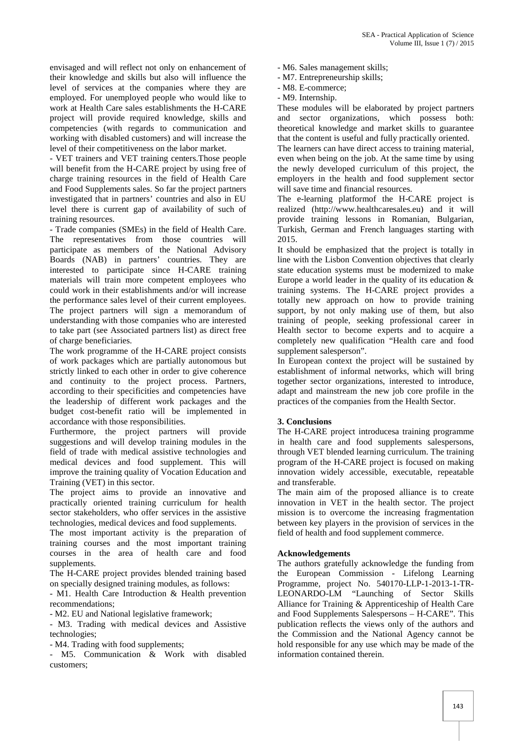envisaged and will reflect not only on enhancement of their knowledge and skills but also will influence the level of services at the companies where they are employed. For unemployed people who would like to work at Health Care sales establishments the H-CARE project will provide required knowledge, skills and competencies (with regards to communication and working with disabled customers) and will increase the level of their competitiveness on the labor market.

- VET trainers and VET training centers.Those people will benefit from the H-CARE project by using free of charge training resources in the field of Health Care and Food Supplements sales. So far the project partners investigated that in partners' countries and also in EU level there is current gap of availability of such of training resources.

- Trade companies (SMEs) in the field of Health Care. The representatives from those countries will participate as members of the National Advisory Boards (NAB) in partners' countries. They are interested to participate since H-CARE training materials will train more competent employees who could work in their establishments and/or will increase the performance sales level of their current employees. The project partners will sign a memorandum of understanding with those companies who are interested to take part (see Associated partners list) as direct free of charge beneficiaries.

The work programme of the H-CARE project consists of work packages which are partially autonomous but strictly linked to each other in order to give coherence and continuity to the project process. Partners, according to their specificities and competencies have the leadership of different work packages and the budget cost-benefit ratio will be implemented in accordance with those responsibilities.

Furthermore, the project partners will provide suggestions and will develop training modules in the field of trade with medical assistive technologies and medical devices and food supplement. This will improve the training quality of Vocation Education and Training (VET) in this sector.

The project aims to provide an innovative and practically oriented training curriculum for health sector stakeholders, who offer services in the assistive technologies, medical devices and food supplements.

The most important activity is the preparation of training courses and the most important training courses in the area of health care and food supplements.

The H-CARE project provides blended training based on specially designed training modules, as follows:

- M1. Health Care Introduction & Health prevention recommendations;
- M2. EU and National legislative framework;
- M3. Trading with medical devices and Assistive technologies;
- M4. Trading with food supplements;
- M5. Communication & Work with disabled customers;
- M6. Sales management skills;
- M7. Entrepreneurship skills;
- M8. E-commerce;
- M9. Internship.

These modules will be elaborated by project partners and sector organizations, which possess both: theoretical knowledge and market skills to guarantee that the content is useful and fully practically oriented.

The learners can have direct access to training material, even when being on the job. At the same time by using the newly developed curriculum of this project, the employers in the health and food supplement sector will save time and financial resources.

The e-learning platformof the H-CARE project is realized (http://www.healthcaresales.eu) and it will provide training lessons in Romanian, Bulgarian, Turkish, German and French languages starting with 2015.

It should be emphasized that the project is totally in line with the Lisbon Convention objectives that clearly state education systems must be modernized to make Europe a world leader in the quality of its education & training systems. The H-CARE project provides a totally new approach on how to provide training support, by not only making use of them, but also training of people, seeking professional career in Health sector to become experts and to acquire a completely new qualification "Health care and food supplement salesperson".

In European context the project will be sustained by establishment of informal networks, which will bring together sector organizations, interested to introduce, adapt and mainstream the new job core profile in the practices of the companies from the Health Sector.

## 3. Conclusions

The H-CARE project introducesa training programme in health care and food supplements salespersons, through VET blended learning curriculum. The training program of the H-CARE project is focused on making innovation widely accessible, executable, repeatable and transferable.

The main aim of the proposed alliance is to create innovation in VET in the health sector. The project mission is to overcome the increasing fragmentation between key players in the provision of services in the field of health and food supplement commerce.

## Acknowledgements

The authors gratefully acknowledge the funding from the European Commission - Lifelong Learning Programme, project No. 540170-LLP-1-2013-1-TR-LEONARDO-LM "Launching of Sector Skills Alliance for Training & Apprenticeship of Health Care and Food Supplements Salespersons – H-CARE". This publication reflects the views only of the authors and the Commission and the National Agency cannot be hold responsible for any use which may be made of the information contained therein.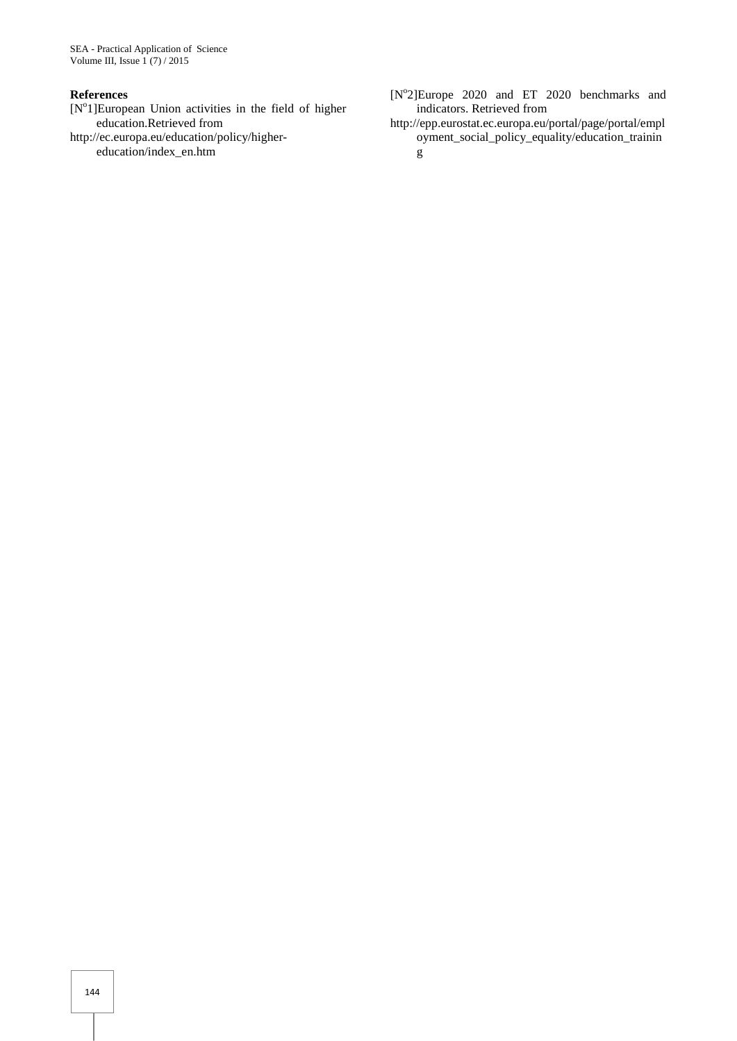**References**

[Nº1]European Union activities in the field of higher education.Retrieved from http://ec.europa.eu/education/policy/higher-education/index_en.htm

[Nº2]Europe 2020 and ET 2020 benchmarks and indicators. Retrieved from http://epp.eurostat.ec.europa.eu/portal/page/portal/employment_social_policy_equality/education_training